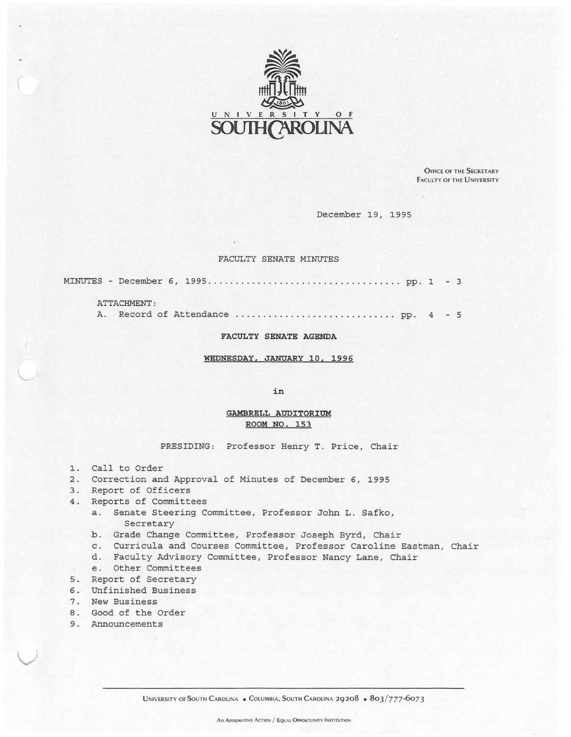UNIVERSITY OF SOUTH CAROLINA

OFFICE OF THE SECRETARY
FACULTY OF THE UNIVERSITY

December 19, 1995

FACULTY SENATE MINUTES

MINUTES - December 6, 1995 .................................. pp. 1 - 3

ATTACHMENT:
A. Record of Attendance ............................. pp. 4 - 5

**FACULTY SENATE AGENDA**

**WEDNESDAY, JANUARY 10, 1996**

**in**

**GAMBRELL AUDITORIUM**
**ROOM NO. 153**

PRESIDING: Professor Henry T. Price, Chair

1. Call to Order
2. Correction and Approval of Minutes of December 6, 1995
3. Report of Officers
4. Reports of Committees
   a. Senate Steering Committee, Professor John L. Safko, Secretary
   b. Grade Change Committee, Professor Joseph Byrd, Chair
   c. Curricula and Courses Committee, Professor Caroline Eastman, Chair
   d. Faculty Advisory Committee, Professor Nancy Lane, Chair
   e. Other Committees
5. Report of Secretary
6. Unfinished Business
7. New Business
8. Good of the Order
9. Announcements

UNIVERSITY OF SOUTH CAROLINA • COLUMBIA, SOUTH CAROLINA 29208 • 803/777-6073

AN AFFIRMATIVE ACTION / EQUAL OPPORTUNITY INSTITUTION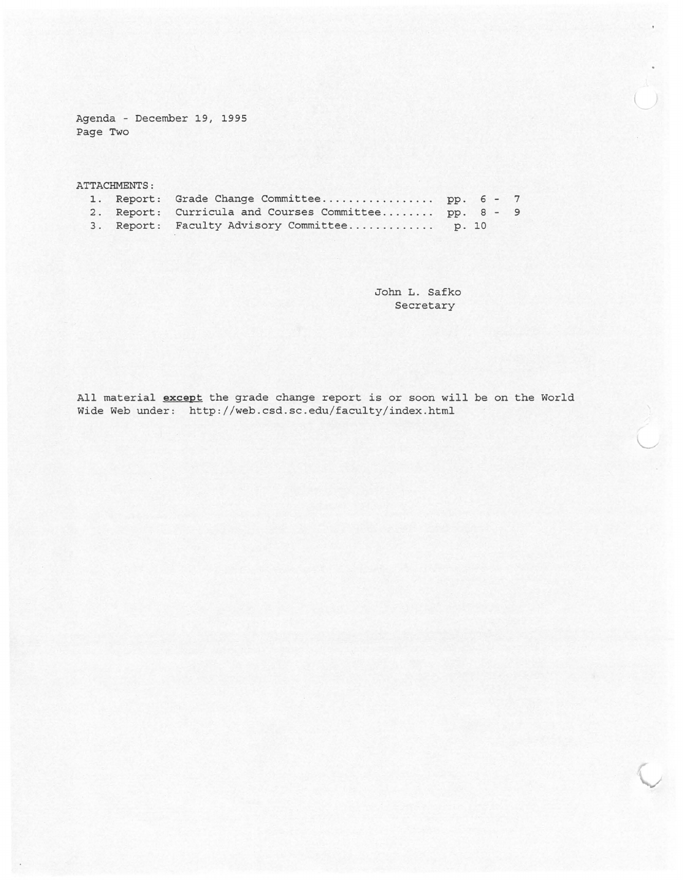Agenda - December 19, 1995
Page Two

ATTACHMENTS:

1. Report: Grade Change Committee................. pp. 6 - 7
2. Report: Curricula and Courses Committee........ pp. 8 - 9
3. Report: Faculty Advisory Committee............. p. 10

John L. Safko
Secretary

All material **except** the grade change report is or soon will be on the World Wide Web under: http://web.csd.sc.edu/faculty/index.html